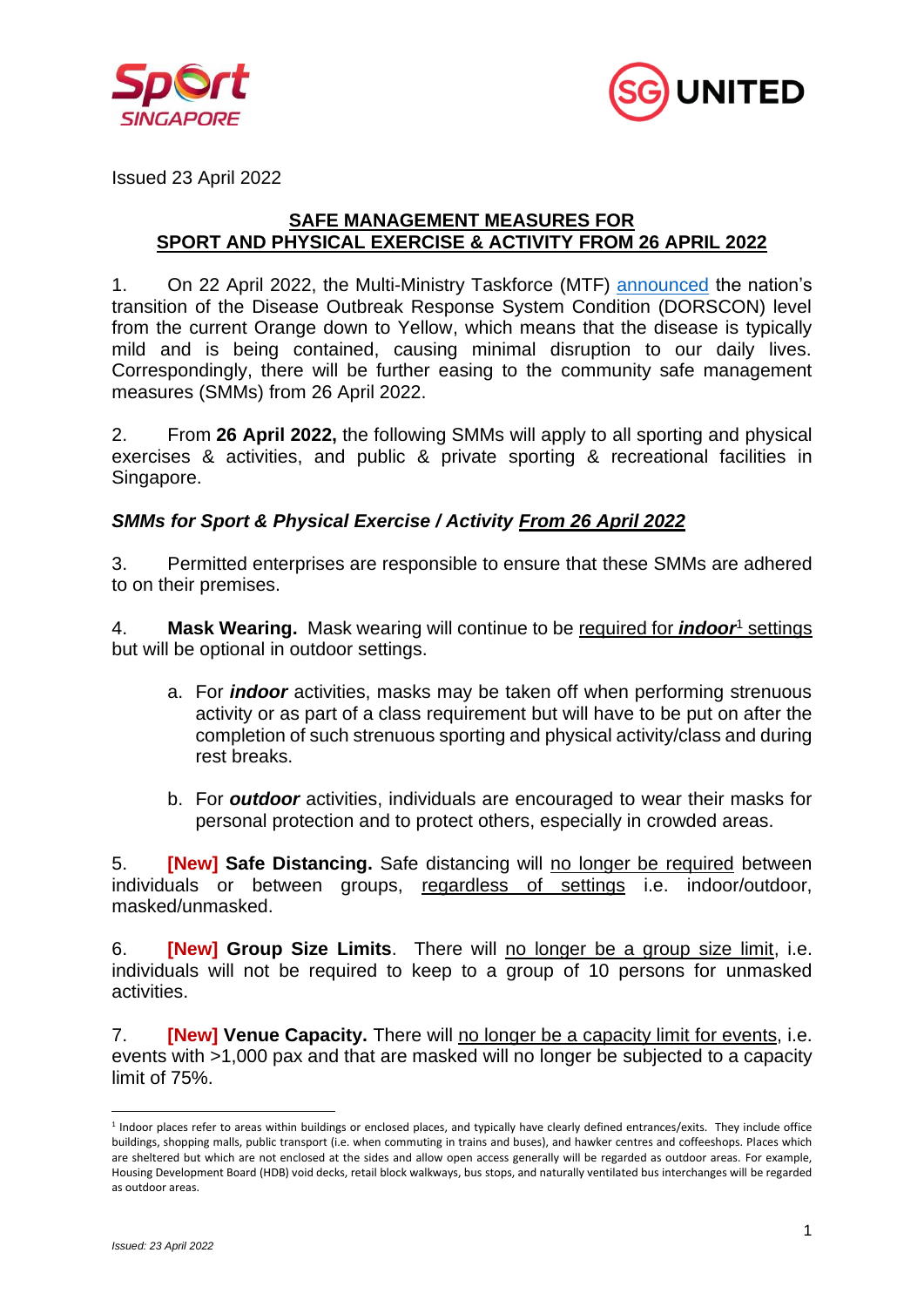Issued 23 April 2022

## SAFE MANAGEMENT MEASURES FOR SPORT AND PHYSICAL EXERCISE & ACTIVITY FROM 26 APRIL 2022

1. On 22 April 2022, the Multi-Ministry Taskforce (MTF) announced the nation's transition of the Disease Outbreak Response System Condition (DORSCON) level from the current Orange down to Yellow, which means that the disease is typically mild and is being contained, causing minimal disruption to our daily lives. Correspondingly, there will be further easing to the community safe management measures (SMMs) from 26 April 2022.

2. From **26 April 2022,** the following SMMs will apply to all sporting and physical exercises & activities, and public & private sporting & recreational facilities in Singapore.

### *SMMs for Sport & Physical Exercise / Activity From 26 April 2022*

3. Permitted enterprises are responsible to ensure that these SMMs are adhered to on their premises.

4. **Mask Wearing.** Mask wearing will continue to be required for ***indoor***[1] settings but will be optional in outdoor settings.

   a. For ***indoor*** activities, masks may be taken off when performing strenuous activity or as part of a class requirement but will have to be put on after the completion of such strenuous sporting and physical activity/class and during rest breaks.

   b. For ***outdoor*** activities, individuals are encouraged to wear their masks for personal protection and to protect others, especially in crowded areas.

5. **[New] Safe Distancing.** Safe distancing will no longer be required between individuals or between groups, regardless of settings i.e. indoor/outdoor, masked/unmasked.

6. **[New] Group Size Limits**. There will no longer be a group size limit, i.e. individuals will not be required to keep to a group of 10 persons for unmasked activities.

7. **[New] Venue Capacity.** There will no longer be a capacity limit for events, i.e. events with >1,000 pax and that are masked will no longer be subjected to a capacity limit of 75%.

---

[1] Indoor places refer to areas within buildings or enclosed places, and typically have clearly defined entrances/exits. They include office buildings, shopping malls, public transport (i.e. when commuting in trains and buses), and hawker centres and coffeeshops. Places which are sheltered but which are not enclosed at the sides and allow open access generally will be regarded as outdoor areas. For example, Housing Development Board (HDB) void decks, retail block walkways, bus stops, and naturally ventilated bus interchanges will be regarded as outdoor areas.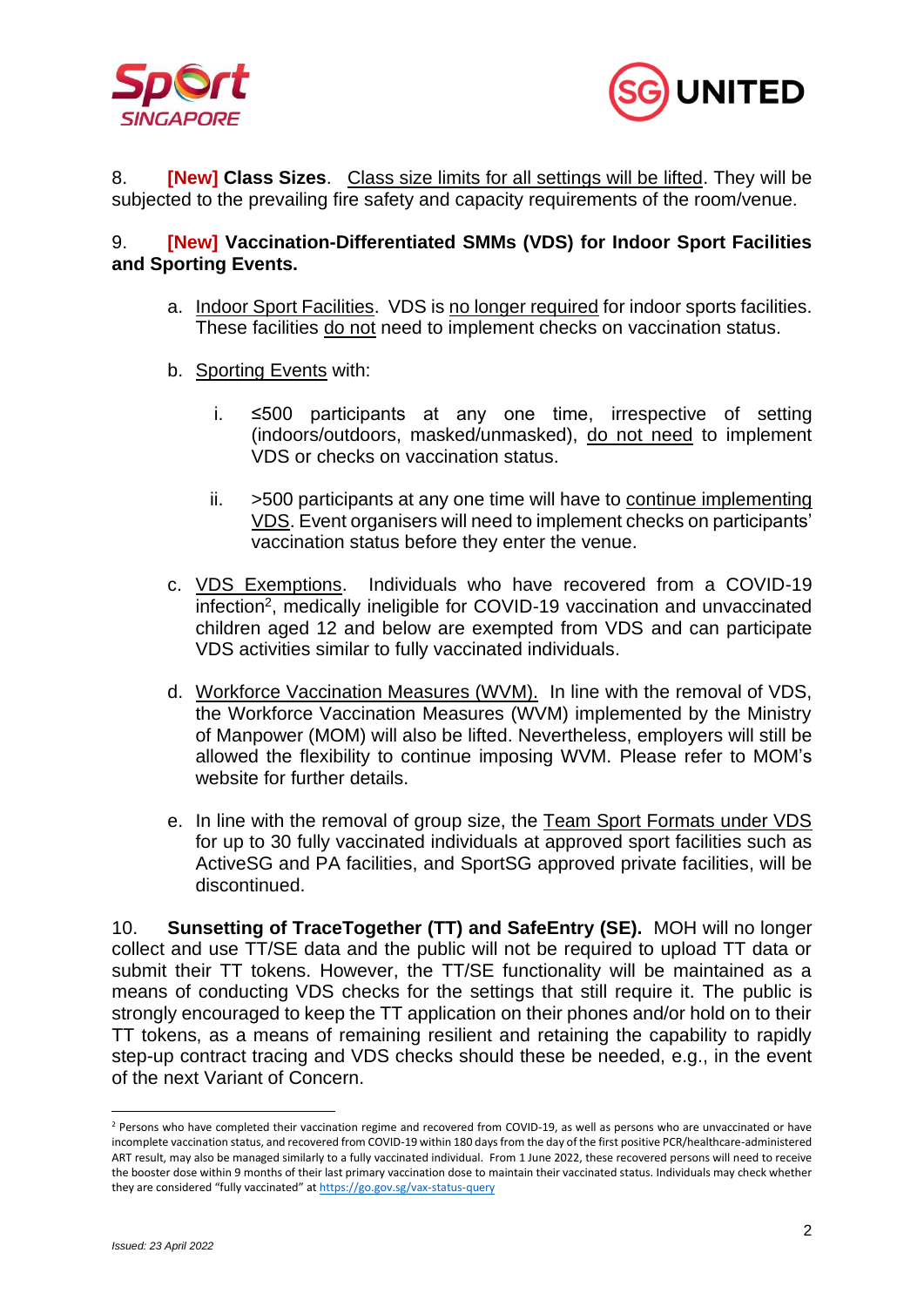8. **[New] Class Sizes**. Class size limits for all settings will be lifted. They will be subjected to the prevailing fire safety and capacity requirements of the room/venue.

9. **[New] Vaccination-Differentiated SMMs (VDS) for Indoor Sport Facilities and Sporting Events.**

   a. Indoor Sport Facilities. VDS is no longer required for indoor sports facilities. These facilities do not need to implement checks on vaccination status.

   b. Sporting Events with:

      i. ≤500 participants at any one time, irrespective of setting (indoors/outdoors, masked/unmasked), do not need to implement VDS or checks on vaccination status.

      ii. >500 participants at any one time will have to continue implementing VDS. Event organisers will need to implement checks on participants' vaccination status before they enter the venue.

   c. VDS Exemptions. Individuals who have recovered from a COVID-19 infection[2], medically ineligible for COVID-19 vaccination and unvaccinated children aged 12 and below are exempted from VDS and can participate VDS activities similar to fully vaccinated individuals.

   d. Workforce Vaccination Measures (WVM). In line with the removal of VDS, the Workforce Vaccination Measures (WVM) implemented by the Ministry of Manpower (MOM) will also be lifted. Nevertheless, employers will still be allowed the flexibility to continue imposing WVM. Please refer to MOM's website for further details.

   e. In line with the removal of group size, the Team Sport Formats under VDS for up to 30 fully vaccinated individuals at approved sport facilities such as ActiveSG and PA facilities, and SportSG approved private facilities, will be discontinued.

10. **Sunsetting of TraceTogether (TT) and SafeEntry (SE).** MOH will no longer collect and use TT/SE data and the public will not be required to upload TT data or submit their TT tokens. However, the TT/SE functionality will be maintained as a means of conducting VDS checks for the settings that still require it. The public is strongly encouraged to keep the TT application on their phones and/or hold on to their TT tokens, as a means of remaining resilient and retaining the capability to rapidly step-up contract tracing and VDS checks should these be needed, e.g., in the event of the next Variant of Concern.

---

[2] Persons who have completed their vaccination regime and recovered from COVID-19, as well as persons who are unvaccinated or have incomplete vaccination status, and recovered from COVID-19 within 180 days from the day of the first positive PCR/healthcare-administered ART result, may also be managed similarly to a fully vaccinated individual. From 1 June 2022, these recovered persons will need to receive the booster dose within 9 months of their last primary vaccination dose to maintain their vaccinated status. Individuals may check whether they are considered "fully vaccinated" at https://go.gov.sg/vax-status-query

*Issued: 23 April 2022*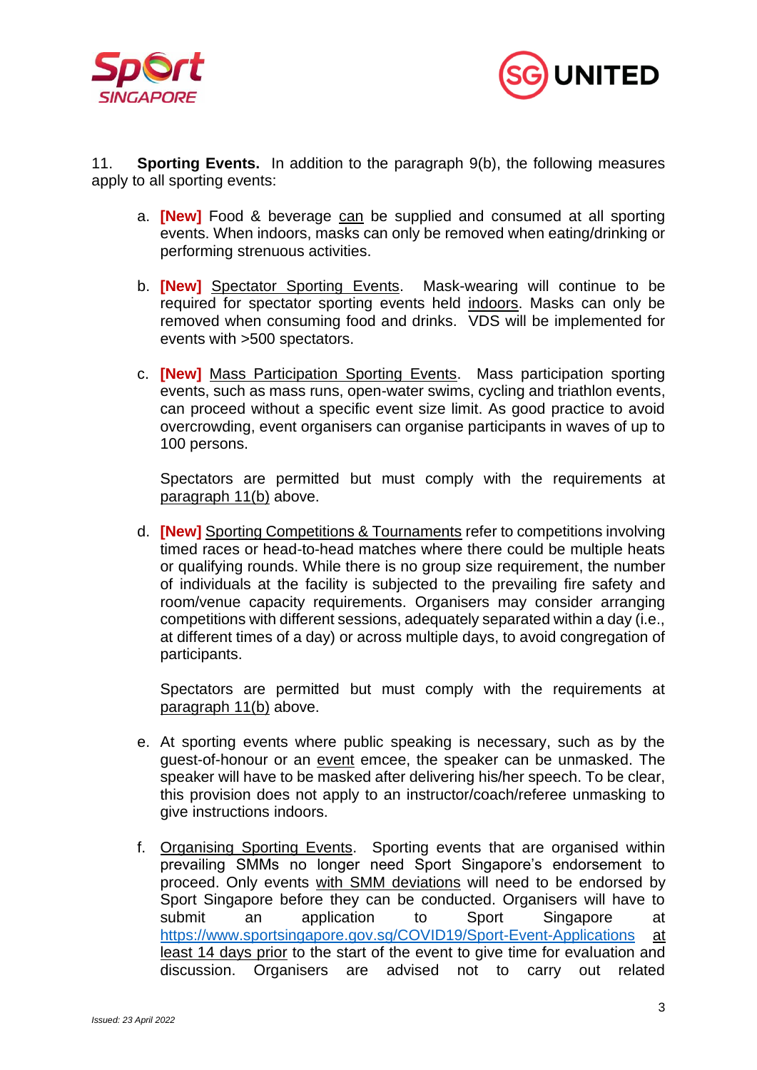11. **Sporting Events.** In addition to the paragraph 9(b), the following measures apply to all sporting events:

a. **[New]** Food & beverage can be supplied and consumed at all sporting events. When indoors, masks can only be removed when eating/drinking or performing strenuous activities.

b. **[New]** Spectator Sporting Events. Mask-wearing will continue to be required for spectator sporting events held indoors. Masks can only be removed when consuming food and drinks. VDS will be implemented for events with >500 spectators.

c. **[New]** Mass Participation Sporting Events. Mass participation sporting events, such as mass runs, open-water swims, cycling and triathlon events, can proceed without a specific event size limit. As good practice to avoid overcrowding, event organisers can organise participants in waves of up to 100 persons.

   Spectators are permitted but must comply with the requirements at paragraph 11(b) above.

d. **[New]** Sporting Competitions & Tournaments refer to competitions involving timed races or head-to-head matches where there could be multiple heats or qualifying rounds. While there is no group size requirement, the number of individuals at the facility is subjected to the prevailing fire safety and room/venue capacity requirements. Organisers may consider arranging competitions with different sessions, adequately separated within a day (i.e., at different times of a day) or across multiple days, to avoid congregation of participants.

   Spectators are permitted but must comply with the requirements at paragraph 11(b) above.

e. At sporting events where public speaking is necessary, such as by the guest-of-honour or an event emcee, the speaker can be unmasked. The speaker will have to be masked after delivering his/her speech. To be clear, this provision does not apply to an instructor/coach/referee unmasking to give instructions indoors.

f. Organising Sporting Events. Sporting events that are organised within prevailing SMMs no longer need Sport Singapore's endorsement to proceed. Only events with SMM deviations will need to be endorsed by Sport Singapore before they can be conducted. Organisers will have to submit an application to Sport Singapore at https://www.sportsingapore.gov.sg/COVID19/Sport-Event-Applications at least 14 days prior to the start of the event to give time for evaluation and discussion. Organisers are advised not to carry out related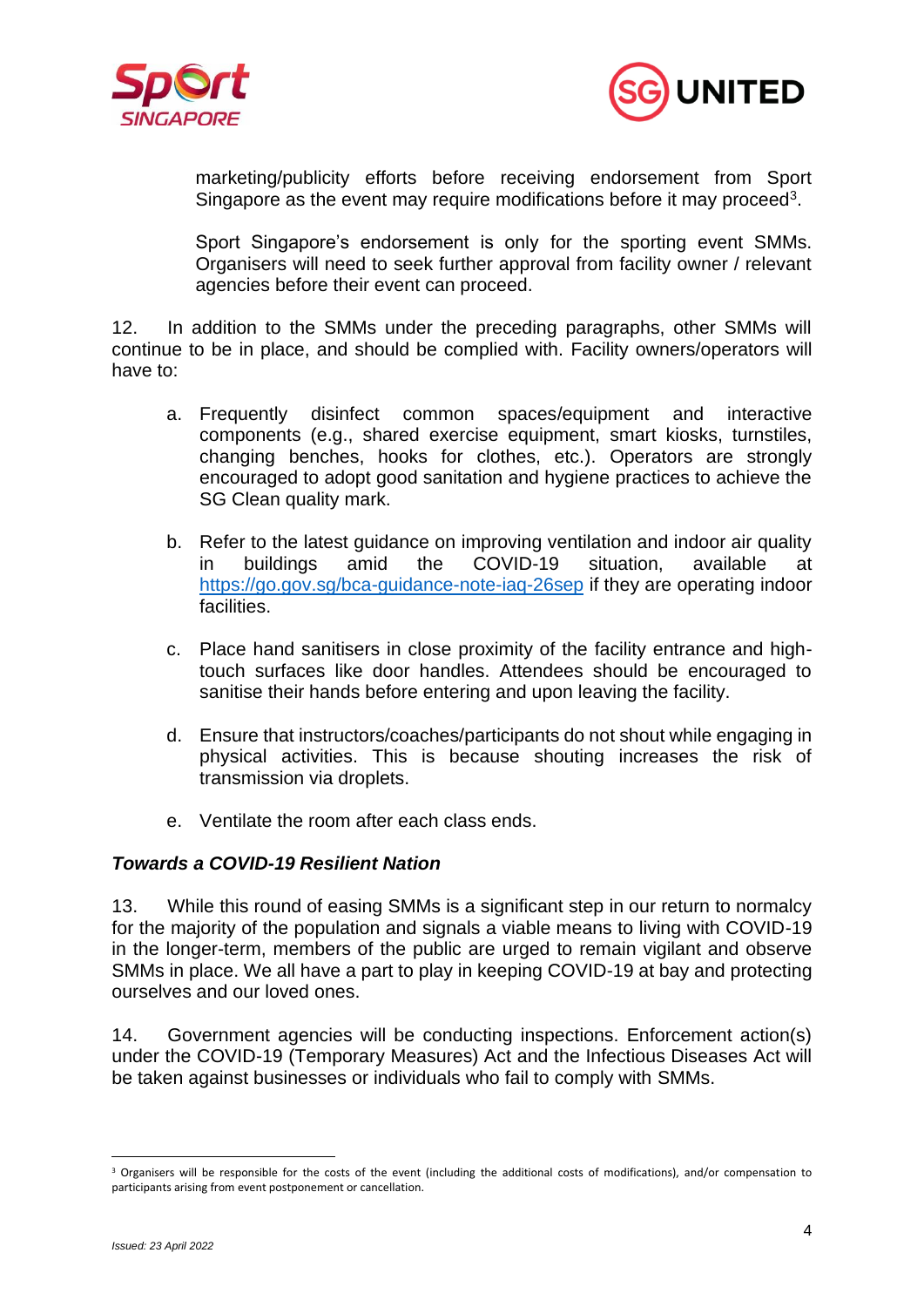marketing/publicity efforts before receiving endorsement from Sport Singapore as the event may require modifications before it may proceed[3].

Sport Singapore's endorsement is only for the sporting event SMMs. Organisers will need to seek further approval from facility owner / relevant agencies before their event can proceed.

12. In addition to the SMMs under the preceding paragraphs, other SMMs will continue to be in place, and should be complied with. Facility owners/operators will have to:

a. Frequently disinfect common spaces/equipment and interactive components (e.g., shared exercise equipment, smart kiosks, turnstiles, changing benches, hooks for clothes, etc.). Operators are strongly encouraged to adopt good sanitation and hygiene practices to achieve the SG Clean quality mark.

b. Refer to the latest guidance on improving ventilation and indoor air quality in buildings amid the COVID-19 situation, available at https://go.gov.sg/bca-guidance-note-iaq-26sep if they are operating indoor facilities.

c. Place hand sanitisers in close proximity of the facility entrance and high-touch surfaces like door handles. Attendees should be encouraged to sanitise their hands before entering and upon leaving the facility.

d. Ensure that instructors/coaches/participants do not shout while engaging in physical activities. This is because shouting increases the risk of transmission via droplets.

e. Ventilate the room after each class ends.

***Towards a COVID-19 Resilient Nation***

13. While this round of easing SMMs is a significant step in our return to normalcy for the majority of the population and signals a viable means to living with COVID-19 in the longer-term, members of the public are urged to remain vigilant and observe SMMs in place. We all have a part to play in keeping COVID-19 at bay and protecting ourselves and our loved ones.

14. Government agencies will be conducting inspections. Enforcement action(s) under the COVID-19 (Temporary Measures) Act and the Infectious Diseases Act will be taken against businesses or individuals who fail to comply with SMMs.

---

[3] Organisers will be responsible for the costs of the event (including the additional costs of modifications), and/or compensation to participants arising from event postponement or cancellation.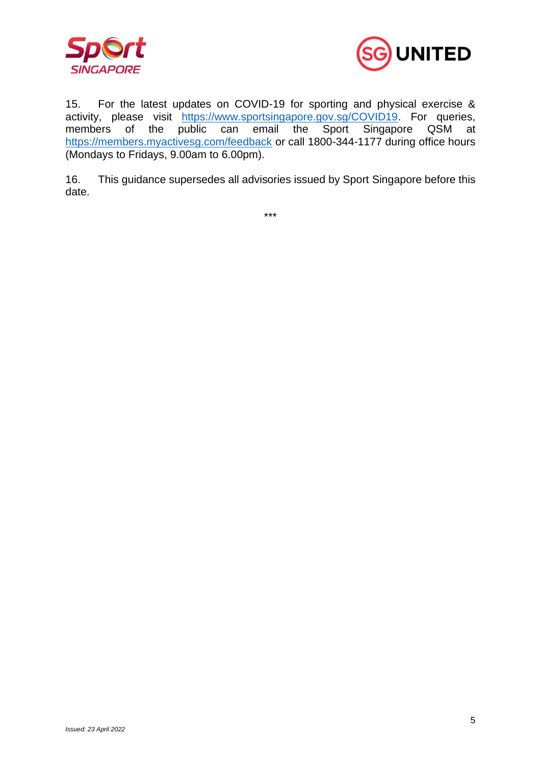15. For the latest updates on COVID-19 for sporting and physical exercise & activity, please visit https://www.sportsingapore.gov.sg/COVID19. For queries, members of the public can email the Sport Singapore QSM at https://members.myactivesg.com/feedback or call 1800-344-1177 during office hours (Mondays to Fridays, 9.00am to 6.00pm).

16. This guidance supersedes all advisories issued by Sport Singapore before this date.

***